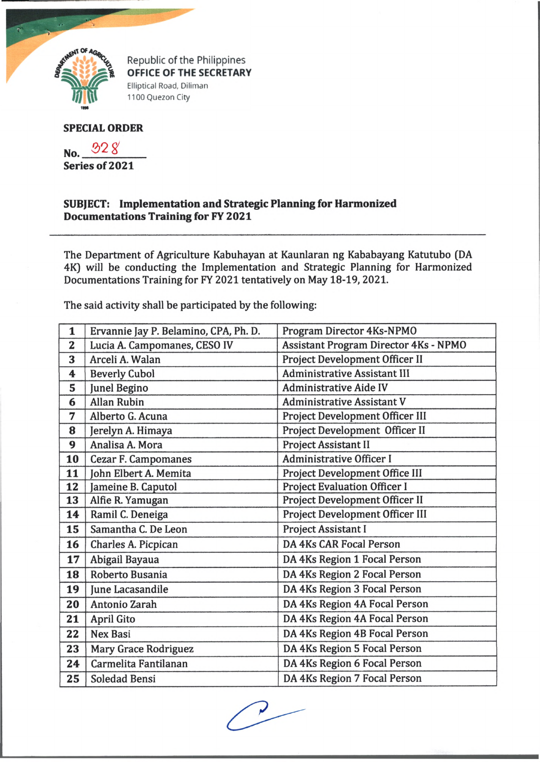Republic of the Philippines
**OFFICE OF THE SECRETARY**
Elliptical Road, Diliman
1100 Quezon City

**SPECIAL ORDER**

**No.** 328
**Series of 2021**

**SUBJECT: Implementation and Strategic Planning for Harmonized Documentations Training for FY 2021**

---

The Department of Agriculture Kabuhayan at Kaunlaran ng Kababayang Katutubo (DA 4K) will be conducting the Implementation and Strategic Planning for Harmonized Documentations Training for FY 2021 tentatively on May 18-19, 2021.

The said activity shall be participated by the following:

| | | |
|---|---|---|
| 1 | Ervannie Jay P. Belamino, CPA, Ph. D. | Program Director 4Ks-NPMO |
| 2 | Lucia A. Campomanes, CESO IV | Assistant Program Director 4Ks - NPMO |
| 3 | Arceli A. Walan | Project Development Officer II |
| 4 | Beverly Cubol | Administrative Assistant III |
| 5 | Junel Begino | Administrative Aide IV |
| 6 | Allan Rubin | Administrative Assistant V |
| 7 | Alberto G. Acuna | Project Development Officer III |
| 8 | Jerelyn A. Himaya | Project Development Officer II |
| 9 | Analisa A. Mora | Project Assistant II |
| 10 | Cezar F. Campomanes | Administrative Officer I |
| 11 | John Elbert A. Memita | Project Development Office III |
| 12 | Jameine B. Caputol | Project Evaluation Officer I |
| 13 | Alfie R. Yamugan | Project Development Officer II |
| 14 | Ramil C. Deneiga | Project Development Officer III |
| 15 | Samantha C. De Leon | Project Assistant I |
| 16 | Charles A. Picpican | DA 4Ks CAR Focal Person |
| 17 | Abigail Bayaua | DA 4Ks Region 1 Focal Person |
| 18 | Roberto Busania | DA 4Ks Region 2 Focal Person |
| 19 | June Lacasandile | DA 4Ks Region 3 Focal Person |
| 20 | Antonio Zarah | DA 4Ks Region 4A Focal Person |
| 21 | April Gito | DA 4Ks Region 4A Focal Person |
| 22 | Nex Basi | DA 4Ks Region 4B Focal Person |
| 23 | Mary Grace Rodriguez | DA 4Ks Region 5 Focal Person |
| 24 | Carmelita Fantilanan | DA 4Ks Region 6 Focal Person |
| 25 | Soledad Bensi | DA 4Ks Region 7 Focal Person |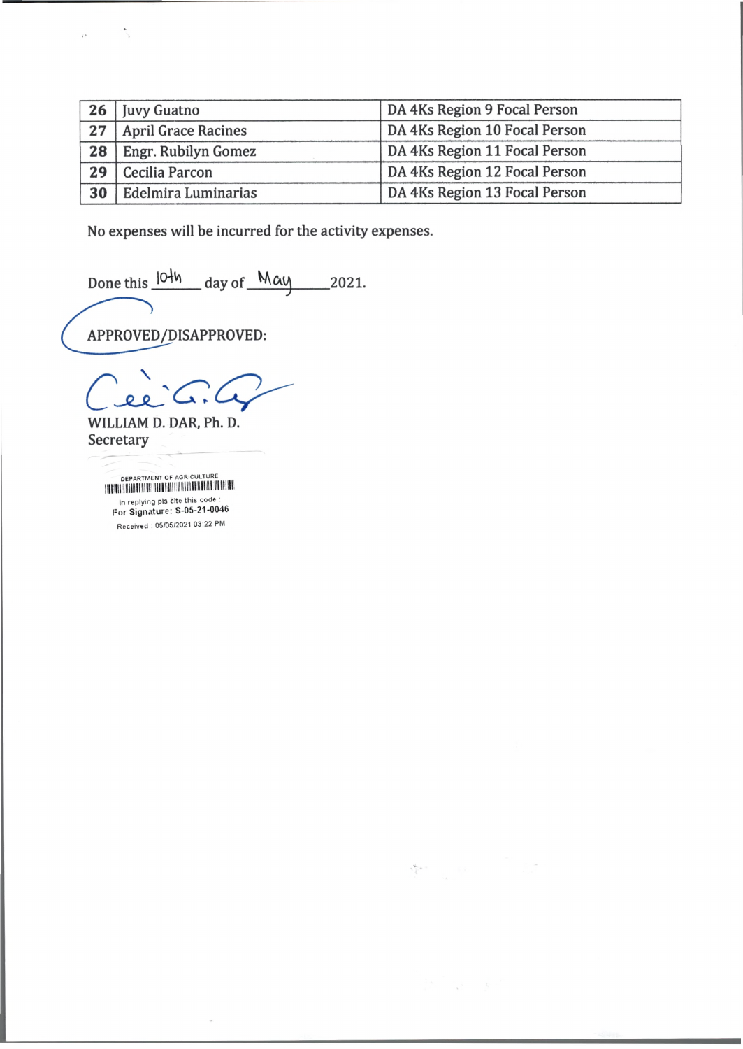| | | |
|---|---|---|
| **26** | Juvy Guatno | DA 4Ks Region 9 Focal Person |
| **27** | April Grace Racines | DA 4Ks Region 10 Focal Person |
| **28** | Engr. Rubilyn Gomez | DA 4Ks Region 11 Focal Person |
| **29** | Cecilia Parcon | DA 4Ks Region 12 Focal Person |
| **30** | Edelmira Luminarias | DA 4Ks Region 13 Focal Person |

No expenses will be incurred for the activity expenses.

Done this 10th day of May 2021.

APPROVED/DISAPPROVED:

WILLIAM D. DAR, Ph. D.
Secretary

DEPARTMENT OF AGRICULTURE
in replying pls cite this code :
For Signature: S-05-21-0046
Received : 05/05/2021 03:22 PM